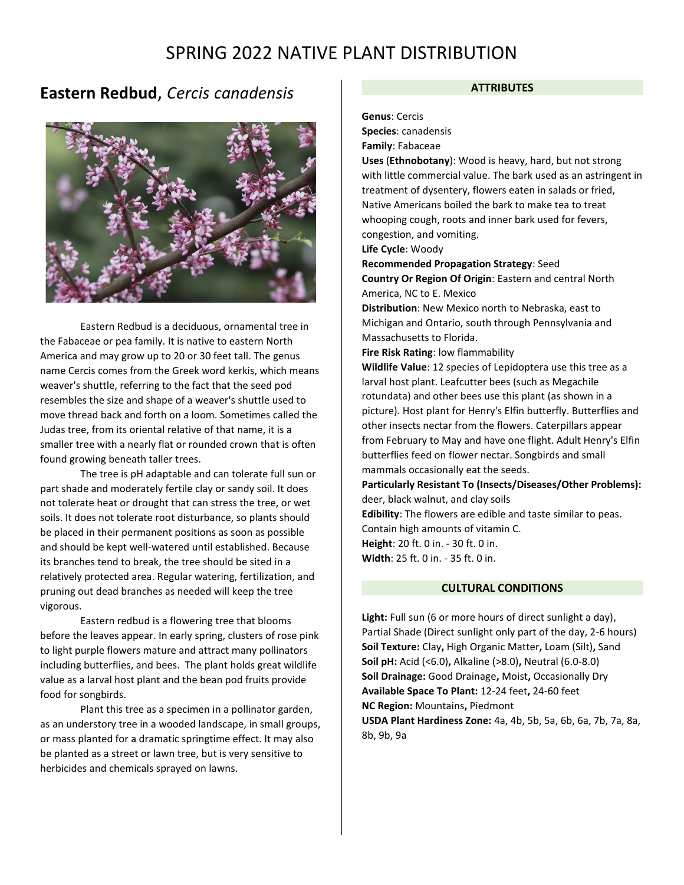# SPRING 2022 NATIVE PLANT DISTRIBUTION

## Eastern Redbud, *Cercis canadensis*

Eastern Redbud is a deciduous, ornamental tree in the Fabaceae or pea family. It is native to eastern North America and may grow up to 20 or 30 feet tall. The genus name Cercis comes from the Greek word kerkis, which means weaver's shuttle, referring to the fact that the seed pod resembles the size and shape of a weaver's shuttle used to move thread back and forth on a loom. Sometimes called the Judas tree, from its oriental relative of that name, it is a smaller tree with a nearly flat or rounded crown that is often found growing beneath taller trees.

The tree is pH adaptable and can tolerate full sun or part shade and moderately fertile clay or sandy soil. It does not tolerate heat or drought that can stress the tree, or wet soils. It does not tolerate root disturbance, so plants should be placed in their permanent positions as soon as possible and should be kept well-watered until established. Because its branches tend to break, the tree should be sited in a relatively protected area. Regular watering, fertilization, and pruning out dead branches as needed will keep the tree vigorous.

Eastern redbud is a flowering tree that blooms before the leaves appear. In early spring, clusters of rose pink to light purple flowers mature and attract many pollinators including butterflies, and bees. The plant holds great wildlife value as a larval host plant and the bean pod fruits provide food for songbirds.

Plant this tree as a specimen in a pollinator garden, as an understory tree in a wooded landscape, in small groups, or mass planted for a dramatic springtime effect. It may also be planted as a street or lawn tree, but is very sensitive to herbicides and chemicals sprayed on lawns.

### ATTRIBUTES

**Genus**: Cercis
**Species**: canadensis
**Family**: Fabaceae
**Uses (Ethnobotany)**: Wood is heavy, hard, but not strong with little commercial value. The bark used as an astringent in treatment of dysentery, flowers eaten in salads or fried, Native Americans boiled the bark to make tea to treat whooping cough, roots and inner bark used for fevers, congestion, and vomiting.
**Life Cycle**: Woody
**Recommended Propagation Strategy**: Seed
**Country Or Region Of Origin**: Eastern and central North America, NC to E. Mexico
**Distribution**: New Mexico north to Nebraska, east to Michigan and Ontario, south through Pennsylvania and Massachusetts to Florida.
**Fire Risk Rating**: low flammability
**Wildlife Value**: 12 species of Lepidoptera use this tree as a larval host plant. Leafcutter bees (such as Megachile rotundata) and other bees use this plant (as shown in a picture). Host plant for Henry's Elfin butterfly. Butterflies and other insects nectar from the flowers. Caterpillars appear from February to May and have one flight. Adult Henry's Elfin butterflies feed on flower nectar. Songbirds and small mammals occasionally eat the seeds.
**Particularly Resistant To (Insects/Diseases/Other Problems):** deer, black walnut, and clay soils
**Edibility**: The flowers are edible and taste similar to peas. Contain high amounts of vitamin C.
**Height**: 20 ft. 0 in. - 30 ft. 0 in.
**Width**: 25 ft. 0 in. - 35 ft. 0 in.

### CULTURAL CONDITIONS

**Light:** Full sun (6 or more hours of direct sunlight a day), Partial Shade (Direct sunlight only part of the day, 2-6 hours)
**Soil Texture:** Clay**,** High Organic Matter**,** Loam (Silt)**,** Sand
**Soil pH:** Acid (<6.0)**,** Alkaline (>8.0)**,** Neutral (6.0-8.0)
**Soil Drainage:** Good Drainage**,** Moist**,** Occasionally Dry
**Available Space To Plant:** 12-24 feet**,** 24-60 feet
**NC Region:** Mountains**,** Piedmont
**USDA Plant Hardiness Zone:** 4a, 4b, 5b, 5a, 6b, 6a, 7b, 7a, 8a, 8b, 9b, 9a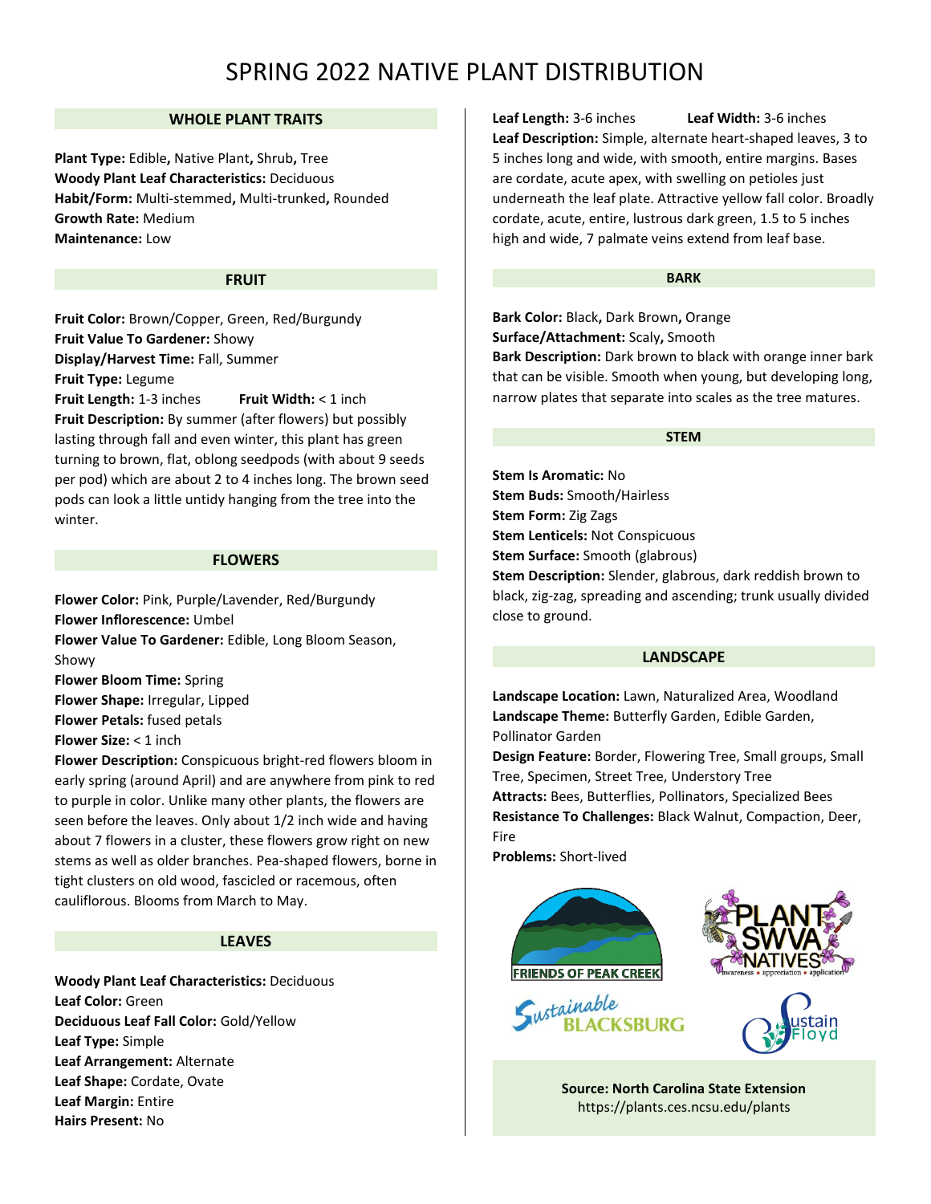# SPRING 2022 NATIVE PLANT DISTRIBUTION

## WHOLE PLANT TRAITS

**Plant Type:** Edible**,** Native Plant**,** Shrub**,** Tree
**Woody Plant Leaf Characteristics:** Deciduous
**Habit/Form:** Multi-stemmed**,** Multi-trunked**,** Rounded
**Growth Rate:** Medium
**Maintenance:** Low

## FRUIT

**Fruit Color:** Brown/Copper, Green, Red/Burgundy
**Fruit Value To Gardener:** Showy
**Display/Harvest Time:** Fall, Summer
**Fruit Type:** Legume
**Fruit Length:** 1-3 inches **Fruit Width:** < 1 inch
**Fruit Description:** By summer (after flowers) but possibly lasting through fall and even winter, this plant has green turning to brown, flat, oblong seedpods (with about 9 seeds per pod) which are about 2 to 4 inches long. The brown seed pods can look a little untidy hanging from the tree into the winter.

## FLOWERS

**Flower Color:** Pink, Purple/Lavender, Red/Burgundy
**Flower Inflorescence:** Umbel
**Flower Value To Gardener:** Edible, Long Bloom Season, Showy
**Flower Bloom Time:** Spring
**Flower Shape:** Irregular, Lipped
**Flower Petals:** fused petals
**Flower Size:** < 1 inch
**Flower Description:** Conspicuous bright-red flowers bloom in early spring (around April) and are anywhere from pink to red to purple in color. Unlike many other plants, the flowers are seen before the leaves. Only about 1/2 inch wide and having about 7 flowers in a cluster, these flowers grow right on new stems as well as older branches. Pea-shaped flowers, borne in tight clusters on old wood, fascicled or racemous, often cauliflorous. Blooms from March to May.

## LEAVES

**Woody Plant Leaf Characteristics:** Deciduous
**Leaf Color:** Green
**Deciduous Leaf Fall Color:** Gold/Yellow
**Leaf Type:** Simple
**Leaf Arrangement:** Alternate
**Leaf Shape:** Cordate, Ovate
**Leaf Margin:** Entire
**Hairs Present:** No
**Leaf Length:** 3-6 inches **Leaf Width:** 3-6 inches
**Leaf Description:** Simple, alternate heart-shaped leaves, 3 to 5 inches long and wide, with smooth, entire margins. Bases are cordate, acute apex, with swelling on petioles just underneath the leaf plate. Attractive yellow fall color. Broadly cordate, acute, entire, lustrous dark green, 1.5 to 5 inches high and wide, 7 palmate veins extend from leaf base.

## BARK

**Bark Color:** Black**,** Dark Brown**,** Orange
**Surface/Attachment:** Scaly**,** Smooth
**Bark Description:** Dark brown to black with orange inner bark that can be visible. Smooth when young, but developing long, narrow plates that separate into scales as the tree matures.

## STEM

**Stem Is Aromatic:** No
**Stem Buds:** Smooth/Hairless
**Stem Form:** Zig Zags
**Stem Lenticels:** Not Conspicuous
**Stem Surface:** Smooth (glabrous)
**Stem Description:** Slender, glabrous, dark reddish brown to black, zig-zag, spreading and ascending; trunk usually divided close to ground.

## LANDSCAPE

**Landscape Location:** Lawn, Naturalized Area, Woodland
**Landscape Theme:** Butterfly Garden, Edible Garden, Pollinator Garden
**Design Feature:** Border, Flowering Tree, Small groups, Small Tree, Specimen, Street Tree, Understory Tree
**Attracts:** Bees, Butterflies, Pollinators, Specialized Bees
**Resistance To Challenges:** Black Walnut, Compaction, Deer, Fire
**Problems:** Short-lived

FRIENDS OF PEAK CREEK

PLANT SWVA NATIVES — awareness • appreciation • application

Sustainable BLACKSBURG

Sustain Floyd

**Source: North Carolina State Extension**
https://plants.ces.ncsu.edu/plants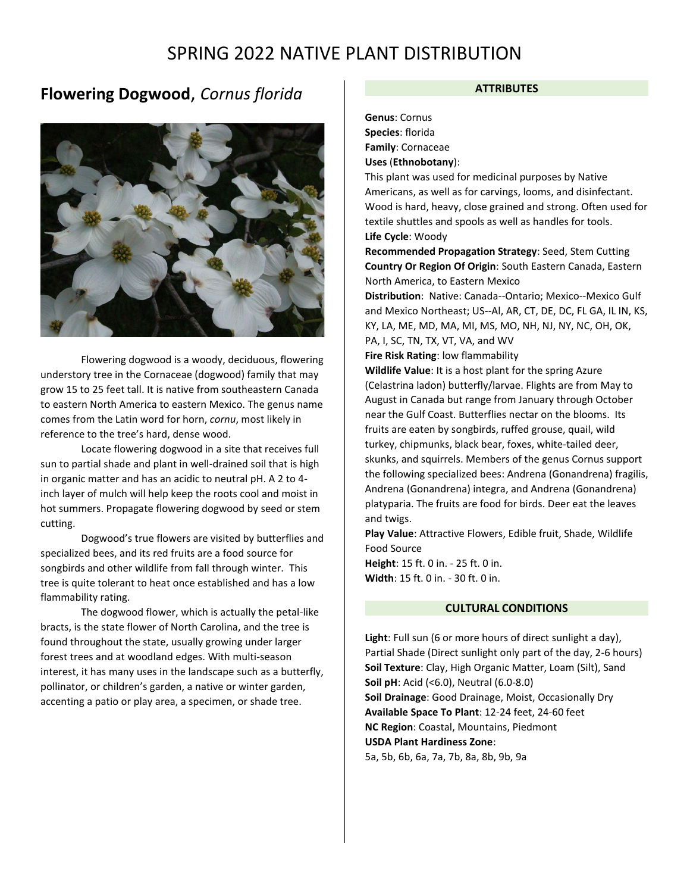# SPRING 2022 NATIVE PLANT DISTRIBUTION

## Flowering Dogwood, *Cornus florida*

Flowering dogwood is a woody, deciduous, flowering understory tree in the Cornaceae (dogwood) family that may grow 15 to 25 feet tall. It is native from southeastern Canada to eastern North America to eastern Mexico. The genus name comes from the Latin word for horn, *cornu*, most likely in reference to the tree's hard, dense wood.

Locate flowering dogwood in a site that receives full sun to partial shade and plant in well-drained soil that is high in organic matter and has an acidic to neutral pH. A 2 to 4-inch layer of mulch will help keep the roots cool and moist in hot summers. Propagate flowering dogwood by seed or stem cutting.

Dogwood's true flowers are visited by butterflies and specialized bees, and its red fruits are a food source for songbirds and other wildlife from fall through winter. This tree is quite tolerant to heat once established and has a low flammability rating.

The dogwood flower, which is actually the petal-like bracts, is the state flower of North Carolina, and the tree is found throughout the state, usually growing under larger forest trees and at woodland edges. With multi-season interest, it has many uses in the landscape such as a butterfly, pollinator, or children's garden, a native or winter garden, accenting a patio or play area, a specimen, or shade tree.

### ATTRIBUTES

**Genus**: Cornus
**Species**: florida
**Family**: Cornaceae
**Uses** (**Ethnobotany**):
This plant was used for medicinal purposes by Native Americans, as well as for carvings, looms, and disinfectant. Wood is hard, heavy, close grained and strong. Often used for textile shuttles and spools as well as handles for tools.
**Life Cycle**: Woody
**Recommended Propagation Strategy**: Seed, Stem Cutting
**Country Or Region Of Origin**: South Eastern Canada, Eastern North America, to Eastern Mexico
**Distribution**: Native: Canada--Ontario; Mexico--Mexico Gulf and Mexico Northeast; US--Al, AR, CT, DE, DC, FL GA, IL IN, KS, KY, LA, ME, MD, MA, MI, MS, MO, NH, NJ, NY, NC, OH, OK, PA, I, SC, TN, TX, VT, VA, and WV
**Fire Risk Rating**: low flammability
**Wildlife Value**: It is a host plant for the spring Azure (Celastrina ladon) butterfly/larvae. Flights are from May to August in Canada but range from January through October near the Gulf Coast. Butterflies nectar on the blooms. Its fruits are eaten by songbirds, ruffed grouse, quail, wild turkey, chipmunks, black bear, foxes, white-tailed deer, skunks, and squirrels. Members of the genus Cornus support the following specialized bees: Andrena (Gonandrena) fragilis, Andrena (Gonandrena) integra, and Andrena (Gonandrena) platyparia. The fruits are food for birds. Deer eat the leaves and twigs.
**Play Value**: Attractive Flowers, Edible fruit, Shade, Wildlife Food Source
**Height**: 15 ft. 0 in. - 25 ft. 0 in.
**Width**: 15 ft. 0 in. - 30 ft. 0 in.

### CULTURAL CONDITIONS

**Light**: Full sun (6 or more hours of direct sunlight a day), Partial Shade (Direct sunlight only part of the day, 2-6 hours)
**Soil Texture**: Clay, High Organic Matter, Loam (Silt), Sand
**Soil pH**: Acid (<6.0), Neutral (6.0-8.0)
**Soil Drainage**: Good Drainage, Moist, Occasionally Dry
**Available Space To Plant**: 12-24 feet, 24-60 feet
**NC Region**: Coastal, Mountains, Piedmont
**USDA Plant Hardiness Zone**:
5a, 5b, 6b, 6a, 7a, 7b, 8a, 8b, 9b, 9a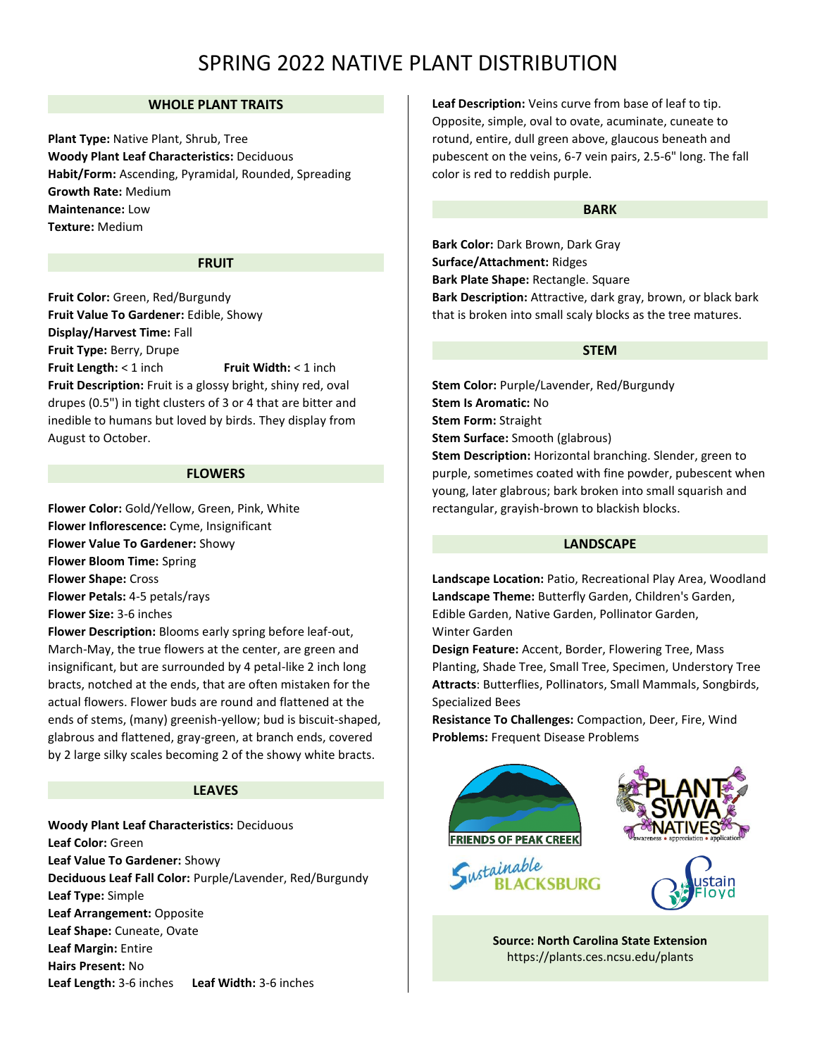# SPRING 2022 NATIVE PLANT DISTRIBUTION

## WHOLE PLANT TRAITS

**Plant Type:** Native Plant, Shrub, Tree
**Woody Plant Leaf Characteristics:** Deciduous
**Habit/Form:** Ascending, Pyramidal, Rounded, Spreading
**Growth Rate:** Medium
**Maintenance:** Low
**Texture:** Medium

## FRUIT

**Fruit Color:** Green, Red/Burgundy
**Fruit Value To Gardener:** Edible, Showy
**Display/Harvest Time:** Fall
**Fruit Type:** Berry, Drupe
**Fruit Length:** < 1 inch **Fruit Width:** < 1 inch
**Fruit Description:** Fruit is a glossy bright, shiny red, oval drupes (0.5") in tight clusters of 3 or 4 that are bitter and inedible to humans but loved by birds. They display from August to October.

## FLOWERS

**Flower Color:** Gold/Yellow, Green, Pink, White
**Flower Inflorescence:** Cyme, Insignificant
**Flower Value To Gardener:** Showy
**Flower Bloom Time:** Spring
**Flower Shape:** Cross
**Flower Petals:** 4-5 petals/rays
**Flower Size:** 3-6 inches
**Flower Description:** Blooms early spring before leaf-out, March-May, the true flowers at the center, are green and insignificant, but are surrounded by 4 petal-like 2 inch long bracts, notched at the ends, that are often mistaken for the actual flowers. Flower buds are round and flattened at the ends of stems, (many) greenish-yellow; bud is biscuit-shaped, glabrous and flattened, gray-green, at branch ends, covered by 2 large silky scales becoming 2 of the showy white bracts.

## LEAVES

**Woody Plant Leaf Characteristics:** Deciduous
**Leaf Color:** Green
**Leaf Value To Gardener:** Showy
**Deciduous Leaf Fall Color:** Purple/Lavender, Red/Burgundy
**Leaf Type:** Simple
**Leaf Arrangement:** Opposite
**Leaf Shape:** Cuneate, Ovate
**Leaf Margin:** Entire
**Hairs Present:** No
**Leaf Length:** 3-6 inches **Leaf Width:** 3-6 inches
**Leaf Description:** Veins curve from base of leaf to tip. Opposite, simple, oval to ovate, acuminate, cuneate to rotund, entire, dull green above, glaucous beneath and pubescent on the veins, 6-7 vein pairs, 2.5-6" long. The fall color is red to reddish purple.

## BARK

**Bark Color:** Dark Brown, Dark Gray
**Surface/Attachment:** Ridges
**Bark Plate Shape:** Rectangle. Square
**Bark Description:** Attractive, dark gray, brown, or black bark that is broken into small scaly blocks as the tree matures.

## STEM

**Stem Color:** Purple/Lavender, Red/Burgundy
**Stem Is Aromatic:** No
**Stem Form:** Straight
**Stem Surface:** Smooth (glabrous)
**Stem Description:** Horizontal branching. Slender, green to purple, sometimes coated with fine powder, pubescent when young, later glabrous; bark broken into small squarish and rectangular, grayish-brown to blackish blocks.

## LANDSCAPE

**Landscape Location:** Patio, Recreational Play Area, Woodland
**Landscape Theme:** Butterfly Garden, Children's Garden, Edible Garden, Native Garden, Pollinator Garden, Winter Garden
**Design Feature:** Accent, Border, Flowering Tree, Mass Planting, Shade Tree, Small Tree, Specimen, Understory Tree
**Attracts**: Butterflies, Pollinators, Small Mammals, Songbirds, Specialized Bees
**Resistance To Challenges:** Compaction, Deer, Fire, Wind
**Problems:** Frequent Disease Problems

FRIENDS OF PEAK CREEK · PLANT SWVA NATIVES (awareness • appreciation • application) · Sustainable BLACKSBURG · Sustain Floyd

**Source: North Carolina State Extension**
https://plants.ces.ncsu.edu/plants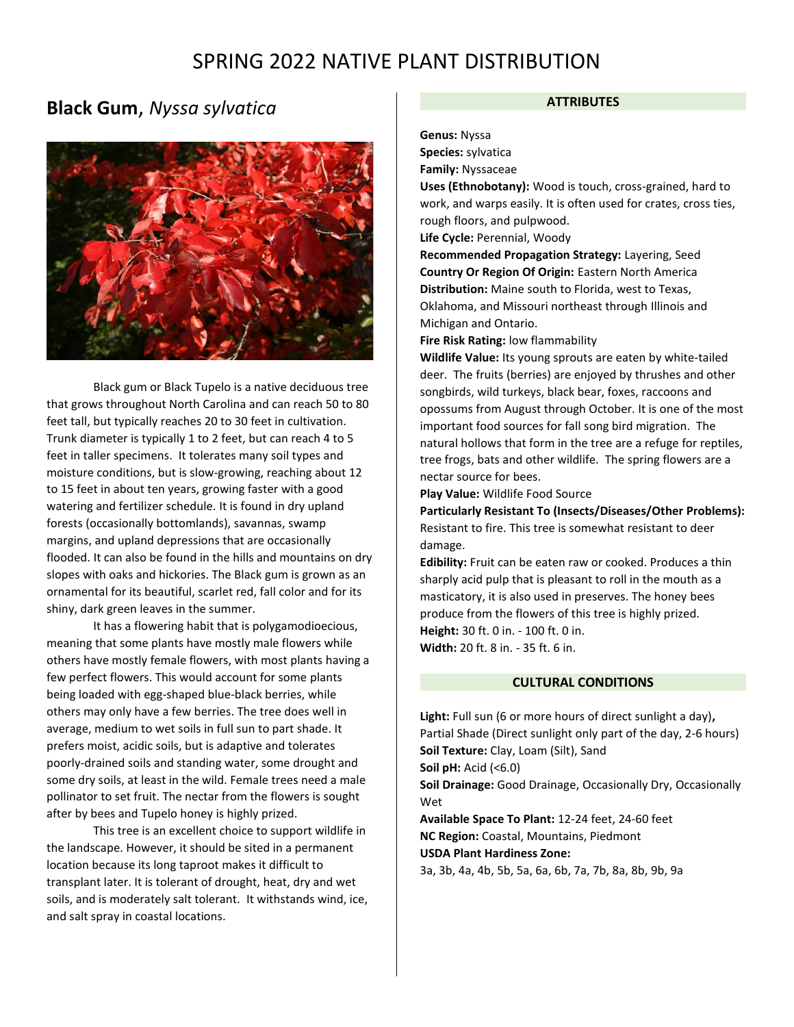# SPRING 2022 NATIVE PLANT DISTRIBUTION

## Black Gum, *Nyssa sylvatica*

Black gum or Black Tupelo is a native deciduous tree that grows throughout North Carolina and can reach 50 to 80 feet tall, but typically reaches 20 to 30 feet in cultivation. Trunk diameter is typically 1 to 2 feet, but can reach 4 to 5 feet in taller specimens. It tolerates many soil types and moisture conditions, but is slow-growing, reaching about 12 to 15 feet in about ten years, growing faster with a good watering and fertilizer schedule. It is found in dry upland forests (occasionally bottomlands), savannas, swamp margins, and upland depressions that are occasionally flooded. It can also be found in the hills and mountains on dry slopes with oaks and hickories. The Black gum is grown as an ornamental for its beautiful, scarlet red, fall color and for its shiny, dark green leaves in the summer.

It has a flowering habit that is polygamodioecious, meaning that some plants have mostly male flowers while others have mostly female flowers, with most plants having a few perfect flowers. This would account for some plants being loaded with egg-shaped blue-black berries, while others may only have a few berries. The tree does well in average, medium to wet soils in full sun to part shade. It prefers moist, acidic soils, but is adaptive and tolerates poorly-drained soils and standing water, some drought and some dry soils, at least in the wild. Female trees need a male pollinator to set fruit. The nectar from the flowers is sought after by bees and Tupelo honey is highly prized.

This tree is an excellent choice to support wildlife in the landscape. However, it should be sited in a permanent location because its long taproot makes it difficult to transplant later. It is tolerant of drought, heat, dry and wet soils, and is moderately salt tolerant. It withstands wind, ice, and salt spray in coastal locations.

### ATTRIBUTES

**Genus:** Nyssa
**Species:** sylvatica
**Family:** Nyssaceae
**Uses (Ethnobotany):** Wood is touch, cross-grained, hard to work, and warps easily. It is often used for crates, cross ties, rough floors, and pulpwood.
**Life Cycle:** Perennial, Woody
**Recommended Propagation Strategy:** Layering, Seed
**Country Or Region Of Origin:** Eastern North America
**Distribution:** Maine south to Florida, west to Texas, Oklahoma, and Missouri northeast through Illinois and Michigan and Ontario.
**Fire Risk Rating:** low flammability
**Wildlife Value:** Its young sprouts are eaten by white-tailed deer. The fruits (berries) are enjoyed by thrushes and other songbirds, wild turkeys, black bear, foxes, raccoons and opossums from August through October. It is one of the most important food sources for fall song bird migration. The natural hollows that form in the tree are a refuge for reptiles, tree frogs, bats and other wildlife. The spring flowers are a nectar source for bees.
**Play Value:** Wildlife Food Source
**Particularly Resistant To (Insects/Diseases/Other Problems):** Resistant to fire. This tree is somewhat resistant to deer damage.
**Edibility:** Fruit can be eaten raw or cooked. Produces a thin sharply acid pulp that is pleasant to roll in the mouth as a masticatory, it is also used in preserves. The honey bees produce from the flowers of this tree is highly prized.
**Height:** 30 ft. 0 in. - 100 ft. 0 in.
**Width:** 20 ft. 8 in. - 35 ft. 6 in.

### CULTURAL CONDITIONS

**Light:** Full sun (6 or more hours of direct sunlight a day), Partial Shade (Direct sunlight only part of the day, 2-6 hours)
**Soil Texture:** Clay, Loam (Silt), Sand
**Soil pH:** Acid (<6.0)
**Soil Drainage:** Good Drainage, Occasionally Dry, Occasionally Wet
**Available Space To Plant:** 12-24 feet, 24-60 feet
**NC Region:** Coastal, Mountains, Piedmont
**USDA Plant Hardiness Zone:**
3a, 3b, 4a, 4b, 5b, 5a, 6a, 6b, 7a, 7b, 8a, 8b, 9b, 9a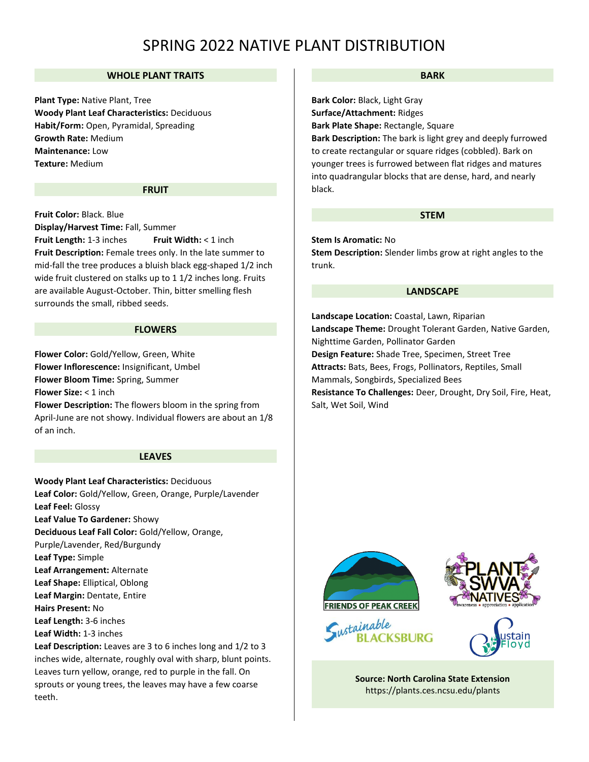# SPRING 2022 NATIVE PLANT DISTRIBUTION

## WHOLE PLANT TRAITS

**Plant Type:** Native Plant, Tree
**Woody Plant Leaf Characteristics:** Deciduous
**Habit/Form:** Open, Pyramidal, Spreading
**Growth Rate:** Medium
**Maintenance:** Low
**Texture:** Medium

## FRUIT

**Fruit Color:** Black. Blue
**Display/Harvest Time:** Fall, Summer
**Fruit Length:** 1-3 inches **Fruit Width:** < 1 inch
**Fruit Description:** Female trees only. In the late summer to mid-fall the tree produces a bluish black egg-shaped 1/2 inch wide fruit clustered on stalks up to 1 1/2 inches long. Fruits are available August-October. Thin, bitter smelling flesh surrounds the small, ribbed seeds.

## FLOWERS

**Flower Color:** Gold/Yellow, Green, White
**Flower Inflorescence:** Insignificant, Umbel
**Flower Bloom Time:** Spring, Summer
**Flower Size:** < 1 inch
**Flower Description:** The flowers bloom in the spring from April-June are not showy. Individual flowers are about an 1/8 of an inch.

## LEAVES

**Woody Plant Leaf Characteristics:** Deciduous
**Leaf Color:** Gold/Yellow, Green, Orange, Purple/Lavender
**Leaf Feel:** Glossy
**Leaf Value To Gardener:** Showy
**Deciduous Leaf Fall Color:** Gold/Yellow, Orange, Purple/Lavender, Red/Burgundy
**Leaf Type:** Simple
**Leaf Arrangement:** Alternate
**Leaf Shape:** Elliptical, Oblong
**Leaf Margin:** Dentate, Entire
**Hairs Present:** No
**Leaf Length:** 3-6 inches
**Leaf Width:** 1-3 inches
**Leaf Description:** Leaves are 3 to 6 inches long and 1/2 to 3 inches wide, alternate, roughly oval with sharp, blunt points. Leaves turn yellow, orange, red to purple in the fall. On sprouts or young trees, the leaves may have a few coarse teeth.

## BARK

**Bark Color:** Black, Light Gray
**Surface/Attachment:** Ridges
**Bark Plate Shape:** Rectangle, Square
**Bark Description:** The bark is light grey and deeply furrowed to create rectangular or square ridges (cobbled). Bark on younger trees is furrowed between flat ridges and matures into quadrangular blocks that are dense, hard, and nearly black.

## STEM

**Stem Is Aromatic:** No
**Stem Description:** Slender limbs grow at right angles to the trunk.

## LANDSCAPE

**Landscape Location:** Coastal, Lawn, Riparian
**Landscape Theme:** Drought Tolerant Garden, Native Garden, Nighttime Garden, Pollinator Garden
**Design Feature:** Shade Tree, Specimen, Street Tree
**Attracts:** Bats, Bees, Frogs, Pollinators, Reptiles, Small Mammals, Songbirds, Specialized Bees
**Resistance To Challenges:** Deer, Drought, Dry Soil, Fire, Heat, Salt, Wet Soil, Wind

FRIENDS OF PEAK CREEK

PLANT SWVA NATIVES awareness • appreciation • application

Sustainable BLACKSBURG

Sustain Floyd

**Source: North Carolina State Extension**
https://plants.ces.ncsu.edu/plants